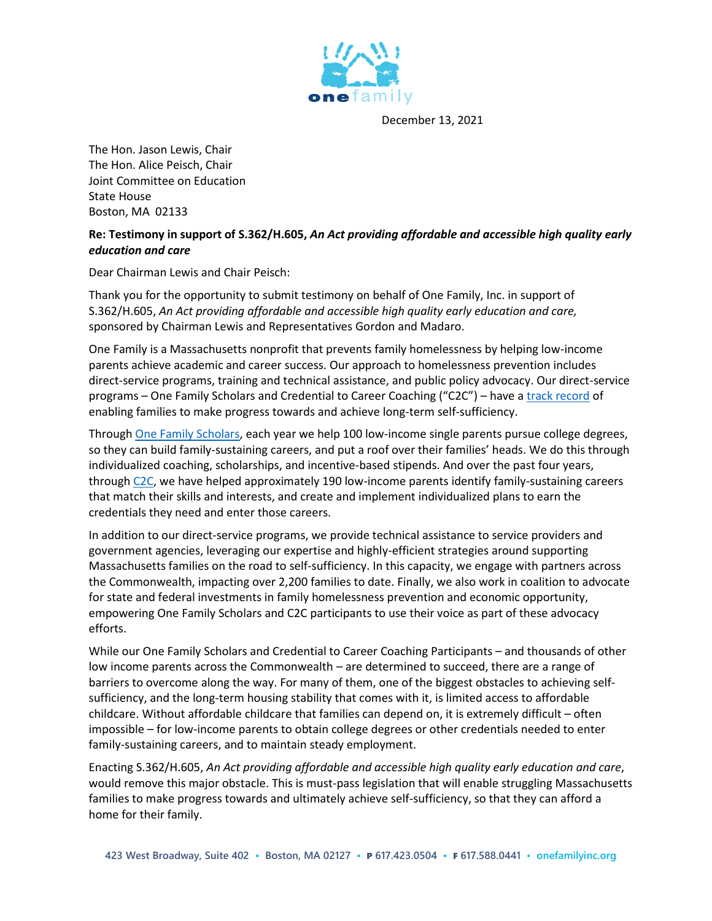one family

December 13, 2021

The Hon. Jason Lewis, Chair
The Hon. Alice Peisch, Chair
Joint Committee on Education
State House
Boston, MA 02133

**Re: Testimony in support of S.362/H.605, *An Act providing affordable and accessible high quality early education and care***

Dear Chairman Lewis and Chair Peisch:

Thank you for the opportunity to submit testimony on behalf of One Family, Inc. in support of S.362/H.605, *An Act providing affordable and accessible high quality early education and care,* sponsored by Chairman Lewis and Representatives Gordon and Madaro.

One Family is a Massachusetts nonprofit that prevents family homelessness by helping low-income parents achieve academic and career success. Our approach to homelessness prevention includes direct-service programs, training and technical assistance, and public policy advocacy. Our direct-service programs – One Family Scholars and Credential to Career Coaching ("C2C") – have a track record of enabling families to make progress towards and achieve long-term self-sufficiency.

Through One Family Scholars, each year we help 100 low-income single parents pursue college degrees, so they can build family-sustaining careers, and put a roof over their families' heads. We do this through individualized coaching, scholarships, and incentive-based stipends. And over the past four years, through C2C, we have helped approximately 190 low-income parents identify family-sustaining careers that match their skills and interests, and create and implement individualized plans to earn the credentials they need and enter those careers.

In addition to our direct-service programs, we provide technical assistance to service providers and government agencies, leveraging our expertise and highly-efficient strategies around supporting Massachusetts families on the road to self-sufficiency. In this capacity, we engage with partners across the Commonwealth, impacting over 2,200 families to date. Finally, we also work in coalition to advocate for state and federal investments in family homelessness prevention and economic opportunity, empowering One Family Scholars and C2C participants to use their voice as part of these advocacy efforts.

While our One Family Scholars and Credential to Career Coaching Participants – and thousands of other low income parents across the Commonwealth – are determined to succeed, there are a range of barriers to overcome along the way. For many of them, one of the biggest obstacles to achieving self-sufficiency, and the long-term housing stability that comes with it, is limited access to affordable childcare. Without affordable childcare that families can depend on, it is extremely difficult – often impossible – for low-income parents to obtain college degrees or other credentials needed to enter family-sustaining careers, and to maintain steady employment.

Enacting S.362/H.605, *An Act providing affordable and accessible high quality early education and care*, would remove this major obstacle. This is must-pass legislation that will enable struggling Massachusetts families to make progress towards and ultimately achieve self-sufficiency, so that they can afford a home for their family.

423 West Broadway, Suite 402 • Boston, MA 02127 • P 617.423.0504 • F 617.588.0441 • onefamilyinc.org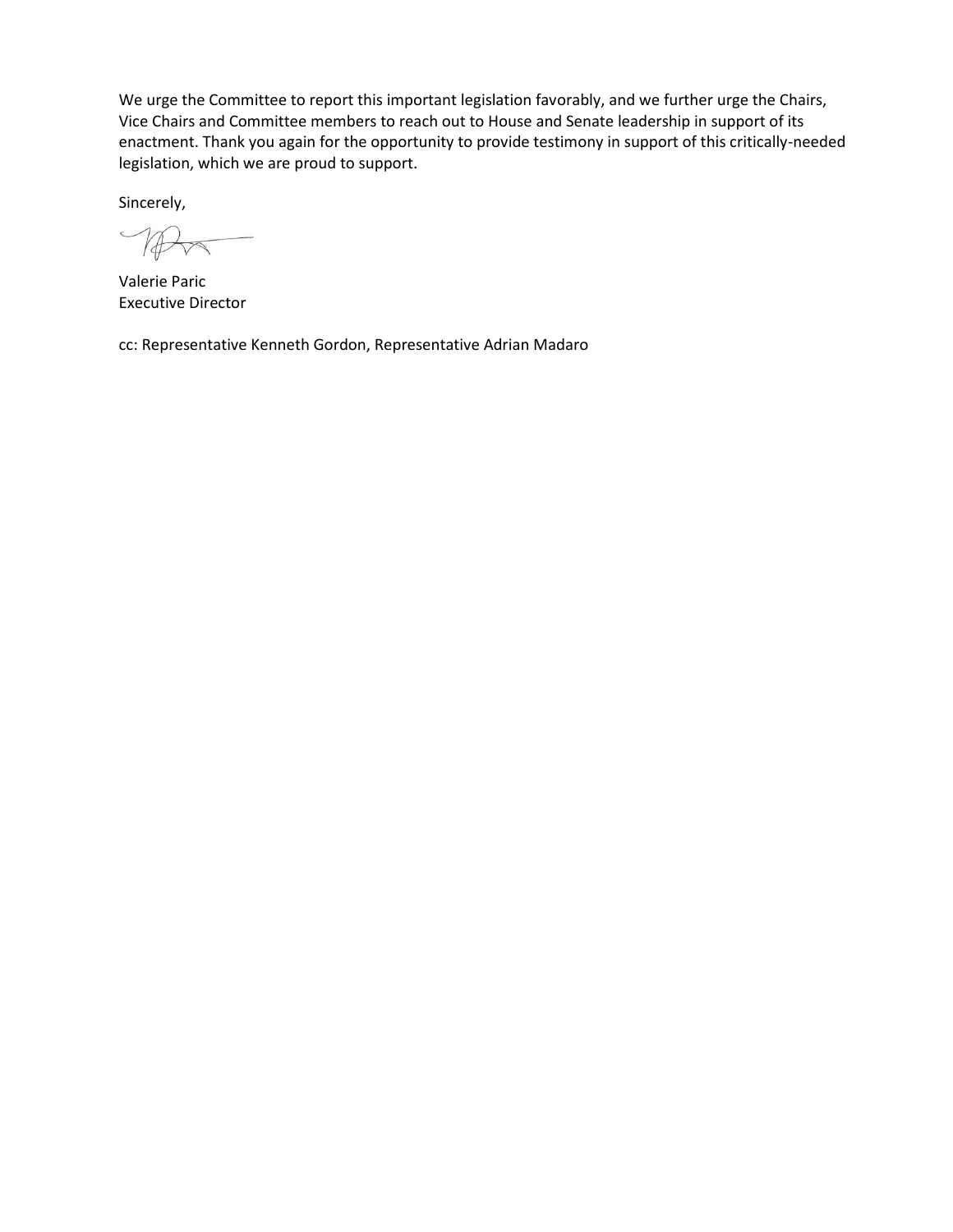We urge the Committee to report this important legislation favorably, and we further urge the Chairs, Vice Chairs and Committee members to reach out to House and Senate leadership in support of its enactment. Thank you again for the opportunity to provide testimony in support of this critically-needed legislation, which we are proud to support.

Sincerely,

Valerie Paric
Executive Director

cc: Representative Kenneth Gordon, Representative Adrian Madaro